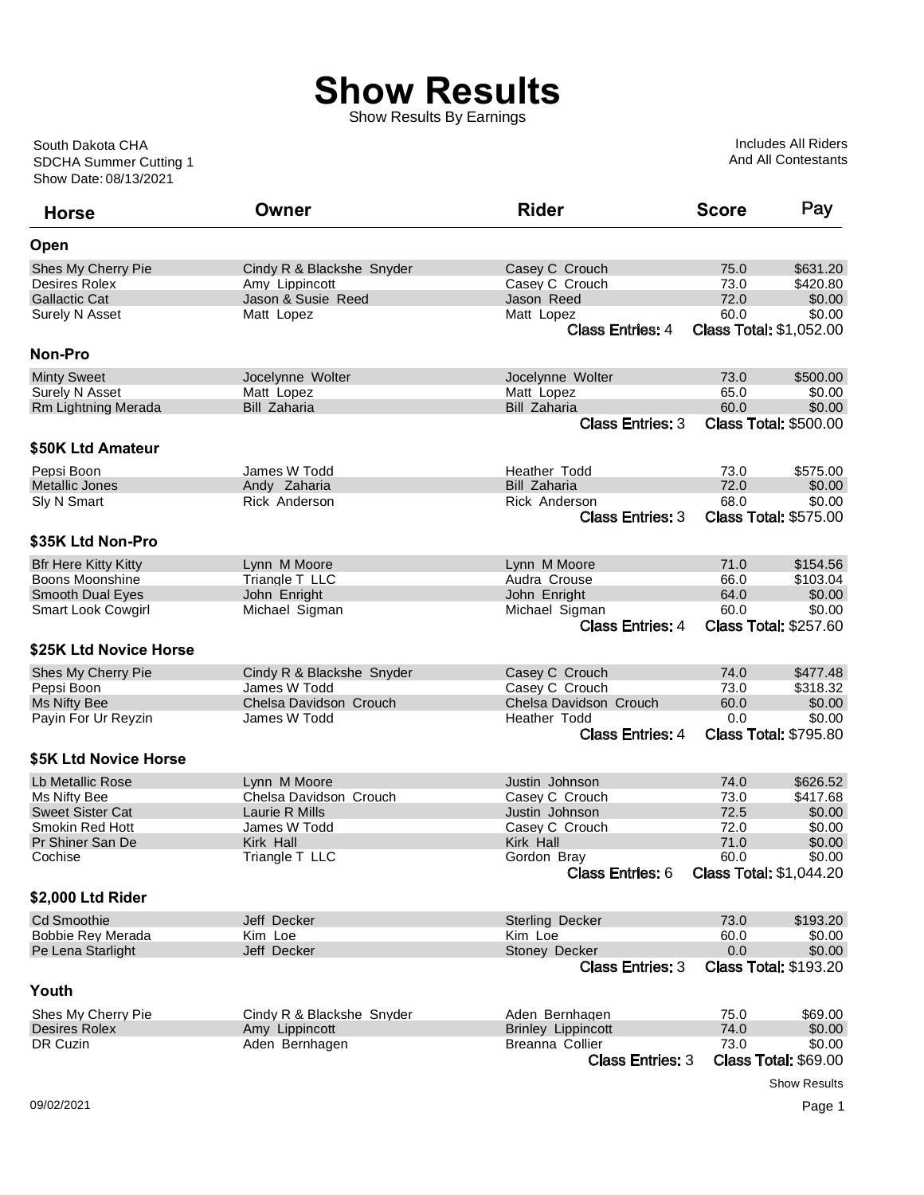# Show Results

Show Results By Earnings

South Dakota CHA
SDCHA Summer Cutting 1
Show Date: 08/13/2021

Includes All Riders
And All Contestants

| Horse | Owner | Rider | Score | Pay |
|---|---|---|---|---|
| **Open** | | | | |
| Shes My Cherry Pie | Cindy R & Blackshe Snyder | Casey C Crouch | 75.0 | $631.20 |
| Desires Rolex | Amy Lippincott | Casey C Crouch | 73.0 | $420.80 |
| Gallactic Cat | Jason & Susie Reed | Jason Reed | 72.0 | $0.00 |
| Surely N Asset | Matt Lopez | Matt Lopez | 60.0 | $0.00 |
| | | Class Entries: 4 | Class Total: $1,052.00 | |
| **Non-Pro** | | | | |
| Minty Sweet | Jocelynne Wolter | Jocelynne Wolter | 73.0 | $500.00 |
| Surely N Asset | Matt Lopez | Matt Lopez | 65.0 | $0.00 |
| Rm Lightning Merada | Bill Zaharia | Bill Zaharia | 60.0 | $0.00 |
| | | Class Entries: 3 | Class Total: $500.00 | |
| **$50K Ltd Amateur** | | | | |
| Pepsi Boon | James W Todd | Heather Todd | 73.0 | $575.00 |
| Metallic Jones | Andy Zaharia | Bill Zaharia | 72.0 | $0.00 |
| Sly N Smart | Rick Anderson | Rick Anderson | 68.0 | $0.00 |
| | | Class Entries: 3 | Class Total: $575.00 | |
| **$35K Ltd Non-Pro** | | | | |
| Bfr Here Kitty Kitty | Lynn M Moore | Lynn M Moore | 71.0 | $154.56 |
| Boons Moonshine | Triangle T LLC | Audra Crouse | 66.0 | $103.04 |
| Smooth Dual Eyes | John Enright | John Enright | 64.0 | $0.00 |
| Smart Look Cowgirl | Michael Sigman | Michael Sigman | 60.0 | $0.00 |
| | | Class Entries: 4 | Class Total: $257.60 | |
| **$25K Ltd Novice Horse** | | | | |
| Shes My Cherry Pie | Cindy R & Blackshe Snyder | Casey C Crouch | 74.0 | $477.48 |
| Pepsi Boon | James W Todd | Casey C Crouch | 73.0 | $318.32 |
| Ms Nifty Bee | Chelsa Davidson Crouch | Chelsa Davidson Crouch | 60.0 | $0.00 |
| Payin For Ur Reyzin | James W Todd | Heather Todd | 0.0 | $0.00 |
| | | Class Entries: 4 | Class Total: $795.80 | |
| **$5K Ltd Novice Horse** | | | | |
| Lb Metallic Rose | Lynn M Moore | Justin Johnson | 74.0 | $626.52 |
| Ms Nifty Bee | Chelsa Davidson Crouch | Casey C Crouch | 73.0 | $417.68 |
| Sweet Sister Cat | Laurie R Mills | Justin Johnson | 72.5 | $0.00 |
| Smokin Red Hott | James W Todd | Casey C Crouch | 72.0 | $0.00 |
| Pr Shiner San De | Kirk Hall | Kirk Hall | 71.0 | $0.00 |
| Cochise | Triangle T LLC | Gordon Bray | 60.0 | $0.00 |
| | | Class Entries: 6 | Class Total: $1,044.20 | |
| **$2,000 Ltd Rider** | | | | |
| Cd Smoothie | Jeff Decker | Sterling Decker | 73.0 | $193.20 |
| Bobbie Rey Merada | Kim Loe | Kim Loe | 60.0 | $0.00 |
| Pe Lena Starlight | Jeff Decker | Stoney Decker | 0.0 | $0.00 |
| | | Class Entries: 3 | Class Total: $193.20 | |
| **Youth** | | | | |
| Shes My Cherry Pie | Cindy R & Blackshe Snyder | Aden Bernhagen | 75.0 | $69.00 |
| Desires Rolex | Amy Lippincott | Brinley Lippincott | 74.0 | $0.00 |
| DR Cuzin | Aden Bernhagen | Breanna Collier | 73.0 | $0.00 |
| | | Class Entries: 3 | Class Total: $69.00 | |

09/02/2021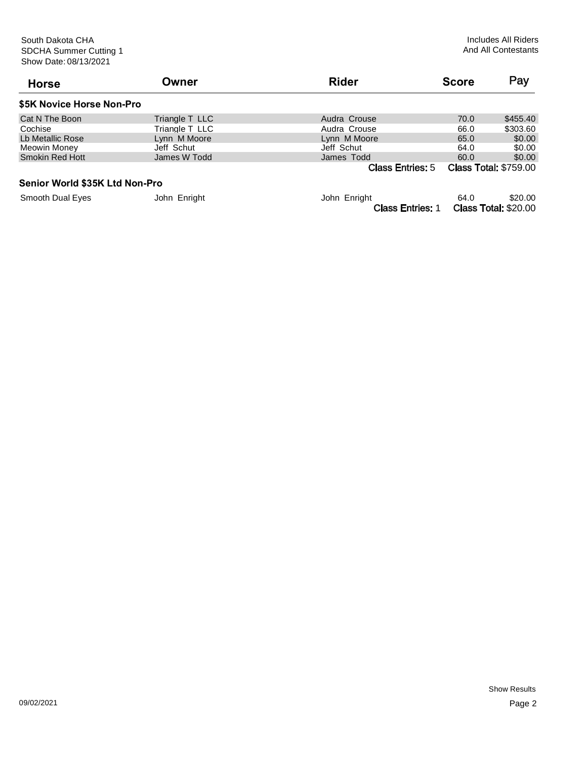South Dakota CHA
SDCHA Summer Cutting 1
Show Date: 08/13/2021

Includes All Riders
And All Contestants

| Horse | Owner | Rider | Score | Pay |
|---|---|---|---|---|

### $5K Novice Horse Non-Pro

| Horse | Owner | Rider | Score | Pay |
|---|---|---|---|---|
| Cat N The Boon | Triangle T LLC | Audra Crouse | 70.0 | $455.40 |
| Cochise | Triangle T LLC | Audra Crouse | 66.0 | $303.60 |
| Lb Metallic Rose | Lynn M Moore | Lynn M Moore | 65.0 | $0.00 |
| Meowin Money | Jeff Schut | Jeff Schut | 64.0 | $0.00 |
| Smokin Red Hott | James W Todd | James Todd | 60.0 | $0.00 |
| | | Class Entries: 5 | Class Total: $759.00 | |

### Senior World $35K Ltd Non-Pro

| Horse | Owner | Rider | Score | Pay |
|---|---|---|---|---|
| Smooth Dual Eyes | John Enright | John Enright | 64.0 | $20.00 |
| | | Class Entries: 1 | Class Total: $20.00 | |

09/02/2021

Show Results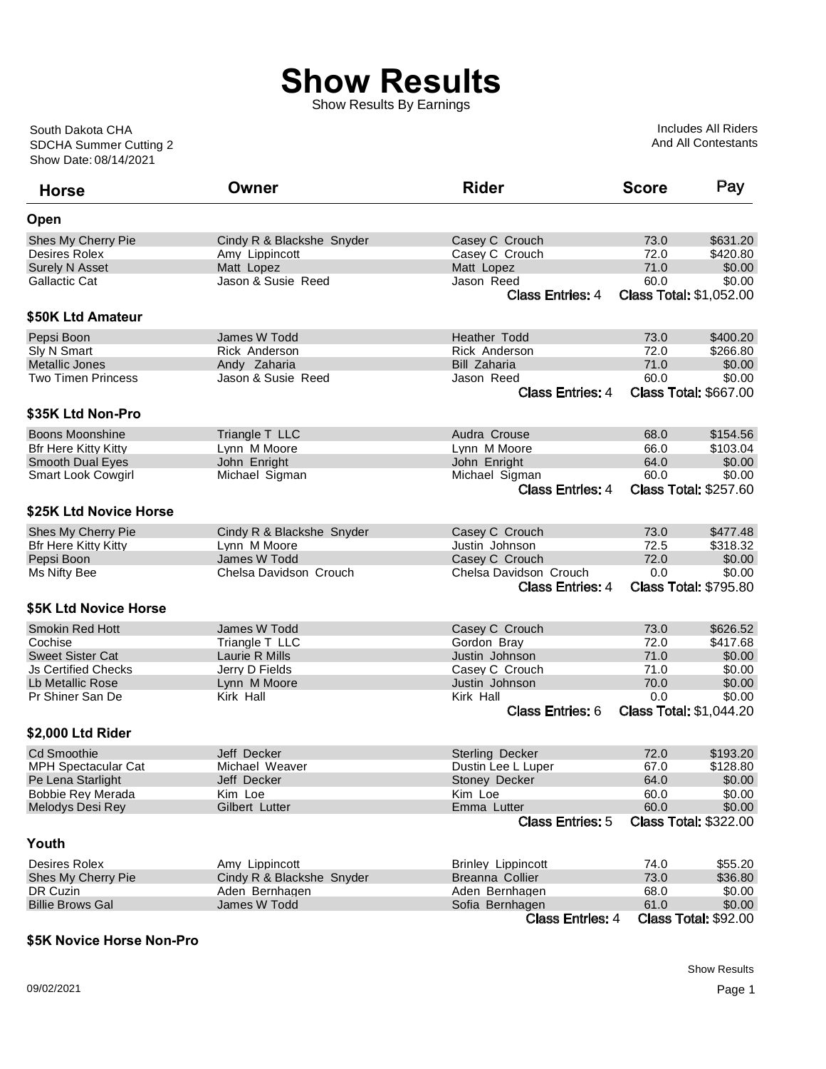# Show Results

Show Results By Earnings

South Dakota CHA
SDCHA Summer Cutting 2
Show Date: 08/14/2021

Includes All Riders
And All Contestants

| Horse | Owner | Rider | Score | Pay |
|---|---|---|---|---|
| **Open** | | | | |
| Shes My Cherry Pie | Cindy R & Blackshe Snyder | Casey C Crouch | 73.0 | $631.20 |
| Desires Rolex | Amy Lippincott | Casey C Crouch | 72.0 | $420.80 |
| Surely N Asset | Matt Lopez | Matt Lopez | 71.0 | $0.00 |
| Gallactic Cat | Jason & Susie Reed | Jason Reed | 60.0 | $0.00 |
| | | Class Entries: 4 | Class Total: $1,052.00 | |
| **$50K Ltd Amateur** | | | | |
| Pepsi Boon | James W Todd | Heather Todd | 73.0 | $400.20 |
| Sly N Smart | Rick Anderson | Rick Anderson | 72.0 | $266.80 |
| Metallic Jones | Andy Zaharia | Bill Zaharia | 71.0 | $0.00 |
| Two Timen Princess | Jason & Susie Reed | Jason Reed | 60.0 | $0.00 |
| | | Class Entries: 4 | Class Total: $667.00 | |
| **$35K Ltd Non-Pro** | | | | |
| Boons Moonshine | Triangle T LLC | Audra Crouse | 68.0 | $154.56 |
| Bfr Here Kitty Kitty | Lynn M Moore | Lynn M Moore | 66.0 | $103.04 |
| Smooth Dual Eyes | John Enright | John Enright | 64.0 | $0.00 |
| Smart Look Cowgirl | Michael Sigman | Michael Sigman | 60.0 | $0.00 |
| | | Class Entries: 4 | Class Total: $257.60 | |
| **$25K Ltd Novice Horse** | | | | |
| Shes My Cherry Pie | Cindy R & Blackshe Snyder | Casey C Crouch | 73.0 | $477.48 |
| Bfr Here Kitty Kitty | Lynn M Moore | Justin Johnson | 72.5 | $318.32 |
| Pepsi Boon | James W Todd | Casey C Crouch | 72.0 | $0.00 |
| Ms Nifty Bee | Chelsa Davidson Crouch | Chelsa Davidson Crouch | 0.0 | $0.00 |
| | | Class Entries: 4 | Class Total: $795.80 | |
| **$5K Ltd Novice Horse** | | | | |
| Smokin Red Hott | James W Todd | Casey C Crouch | 73.0 | $626.52 |
| Cochise | Triangle T LLC | Gordon Bray | 72.0 | $417.68 |
| Sweet Sister Cat | Laurie R Mills | Justin Johnson | 71.0 | $0.00 |
| Js Certified Checks | Jerry D Fields | Casey C Crouch | 71.0 | $0.00 |
| Lb Metallic Rose | Lynn M Moore | Justin Johnson | 70.0 | $0.00 |
| Pr Shiner San De | Kirk Hall | Kirk Hall | 0.0 | $0.00 |
| | | Class Entries: 6 | Class Total: $1,044.20 | |
| **$2,000 Ltd Rider** | | | | |
| Cd Smoothie | Jeff Decker | Sterling Decker | 72.0 | $193.20 |
| MPH Spectacular Cat | Michael Weaver | Dustin Lee L Luper | 67.0 | $128.80 |
| Pe Lena Starlight | Jeff Decker | Stoney Decker | 64.0 | $0.00 |
| Bobbie Rey Merada | Kim Loe | Kim Loe | 60.0 | $0.00 |
| Melodys Desi Rey | Gilbert Lutter | Emma Lutter | 60.0 | $0.00 |
| | | Class Entries: 5 | Class Total: $322.00 | |
| **Youth** | | | | |
| Desires Rolex | Amy Lippincott | Brinley Lippincott | 74.0 | $55.20 |
| Shes My Cherry Pie | Cindy R & Blackshe Snyder | Breanna Collier | 73.0 | $36.80 |
| DR Cuzin | Aden Bernhagen | Aden Bernhagen | 68.0 | $0.00 |
| Billie Brows Gal | James W Todd | Sofia Bernhagen | 61.0 | $0.00 |
| | | Class Entries: 4 | Class Total: $92.00 | |

**$5K Novice Horse Non-Pro**

09/02/2021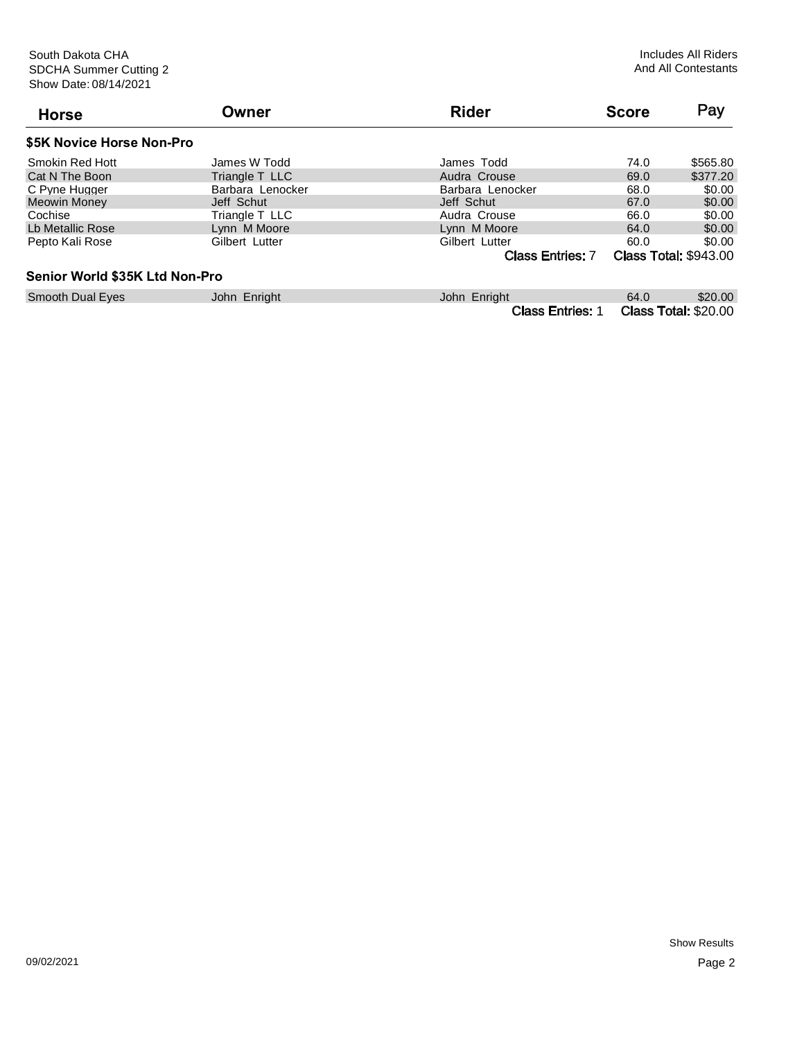South Dakota CHA
SDCHA Summer Cutting 2
Show Date: 08/14/2021

Includes All Riders
And All Contestants

| Horse | Owner | Rider | Score | Pay |
|---|---|---|---|---|
| **$5K Novice Horse Non-Pro** | | | | |
| Smokin Red Hott | James W Todd | James Todd | 74.0 | $565.80 |
| Cat N The Boon | Triangle T LLC | Audra Crouse | 69.0 | $377.20 |
| C Pyne Hugger | Barbara Lenocker | Barbara Lenocker | 68.0 | $0.00 |
| Meowin Money | Jeff Schut | Jeff Schut | 67.0 | $0.00 |
| Cochise | Triangle T LLC | Audra Crouse | 66.0 | $0.00 |
| Lb Metallic Rose | Lynn M Moore | Lynn M Moore | 64.0 | $0.00 |
| Pepto Kali Rose | Gilbert Lutter | Gilbert Lutter | 60.0 | $0.00 |
| | | Class Entries: 7 | Class Total: $943.00 | |
| **Senior World $35K Ltd Non-Pro** | | | | |
| Smooth Dual Eyes | John Enright | John Enright | 64.0 | $20.00 |
| | | Class Entries: 1 | Class Total: $20.00 | |

09/02/2021

Show Results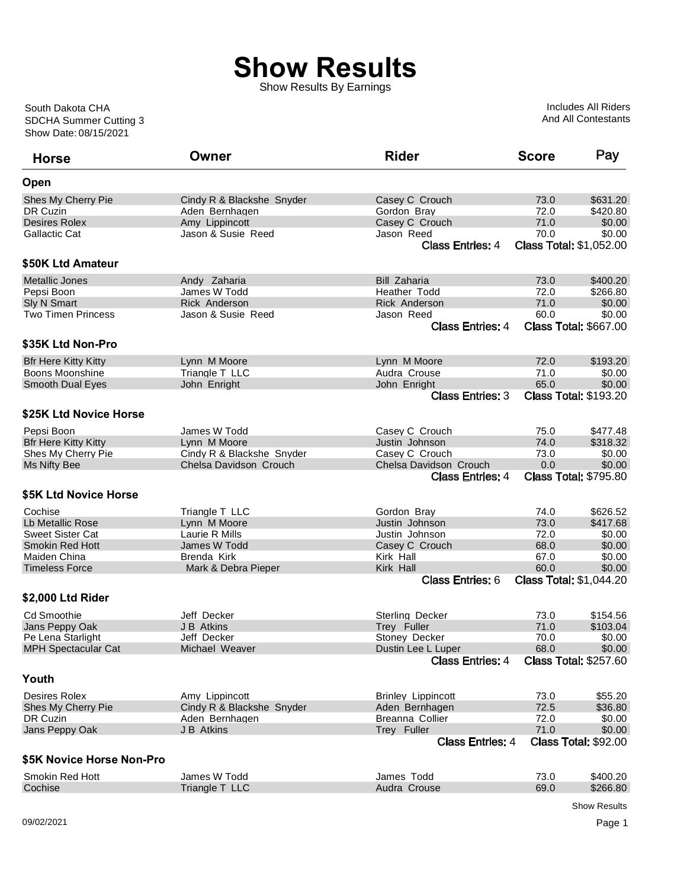# Show Results

Show Results By Earnings

South Dakota CHA
SDCHA Summer Cutting 3
Show Date: 08/15/2021

Includes All Riders
And All Contestants

| Horse | Owner | Rider | Score | Pay |
|---|---|---|---|---|
| **Open** | | | | |
| Shes My Cherry Pie | Cindy R & Blackshe Snyder | Casey C Crouch | 73.0 | $631.20 |
| DR Cuzin | Aden Bernhagen | Gordon Bray | 72.0 | $420.80 |
| Desires Rolex | Amy Lippincott | Casey C Crouch | 71.0 | $0.00 |
| Gallactic Cat | Jason & Susie Reed | Jason Reed | 70.0 | $0.00 |
| | | Class Entries: 4 | | Class Total: $1,052.00 |
| **$50K Ltd Amateur** | | | | |
| Metallic Jones | Andy Zaharia | Bill Zaharia | 73.0 | $400.20 |
| Pepsi Boon | James W Todd | Heather Todd | 72.0 | $266.80 |
| Sly N Smart | Rick Anderson | Rick Anderson | 71.0 | $0.00 |
| Two Timen Princess | Jason & Susie Reed | Jason Reed | 60.0 | $0.00 |
| | | Class Entries: 4 | | Class Total: $667.00 |
| **$35K Ltd Non-Pro** | | | | |
| Bfr Here Kitty Kitty | Lynn M Moore | Lynn M Moore | 72.0 | $193.20 |
| Boons Moonshine | Triangle T LLC | Audra Crouse | 71.0 | $0.00 |
| Smooth Dual Eyes | John Enright | John Enright | 65.0 | $0.00 |
| | | Class Entries: 3 | | Class Total: $193.20 |
| **$25K Ltd Novice Horse** | | | | |
| Pepsi Boon | James W Todd | Casey C Crouch | 75.0 | $477.48 |
| Bfr Here Kitty Kitty | Lynn M Moore | Justin Johnson | 74.0 | $318.32 |
| Shes My Cherry Pie | Cindy R & Blackshe Snyder | Casey C Crouch | 73.0 | $0.00 |
| Ms Nifty Bee | Chelsa Davidson Crouch | Chelsa Davidson Crouch | 0.0 | $0.00 |
| | | Class Entries: 4 | | Class Total: $795.80 |
| **$5K Ltd Novice Horse** | | | | |
| Cochise | Triangle T LLC | Gordon Bray | 74.0 | $626.52 |
| Lb Metallic Rose | Lynn M Moore | Justin Johnson | 73.0 | $417.68 |
| Sweet Sister Cat | Laurie R Mills | Justin Johnson | 72.0 | $0.00 |
| Smokin Red Hott | James W Todd | Casey C Crouch | 68.0 | $0.00 |
| Maiden China | Brenda Kirk | Kirk Hall | 67.0 | $0.00 |
| Timeless Force | Mark & Debra Pieper | Kirk Hall | 60.0 | $0.00 |
| | | Class Entries: 6 | | Class Total: $1,044.20 |
| **$2,000 Ltd Rider** | | | | |
| Cd Smoothie | Jeff Decker | Sterling Decker | 73.0 | $154.56 |
| Jans Peppy Oak | J B Atkins | Trey Fuller | 71.0 | $103.04 |
| Pe Lena Starlight | Jeff Decker | Stoney Decker | 70.0 | $0.00 |
| MPH Spectacular Cat | Michael Weaver | Dustin Lee L Luper | 68.0 | $0.00 |
| | | Class Entries: 4 | | Class Total: $257.60 |
| **Youth** | | | | |
| Desires Rolex | Amy Lippincott | Brinley Lippincott | 73.0 | $55.20 |
| Shes My Cherry Pie | Cindy R & Blackshe Snyder | Aden Bernhagen | 72.5 | $36.80 |
| DR Cuzin | Aden Bernhagen | Breanna Collier | 72.0 | $0.00 |
| Jans Peppy Oak | J B Atkins | Trey Fuller | 71.0 | $0.00 |
| | | Class Entries: 4 | | Class Total: $92.00 |
| **$5K Novice Horse Non-Pro** | | | | |
| Smokin Red Hott | James W Todd | James Todd | 73.0 | $400.20 |
| Cochise | Triangle T LLC | Audra Crouse | 69.0 | $266.80 |

Show Results

09/02/2021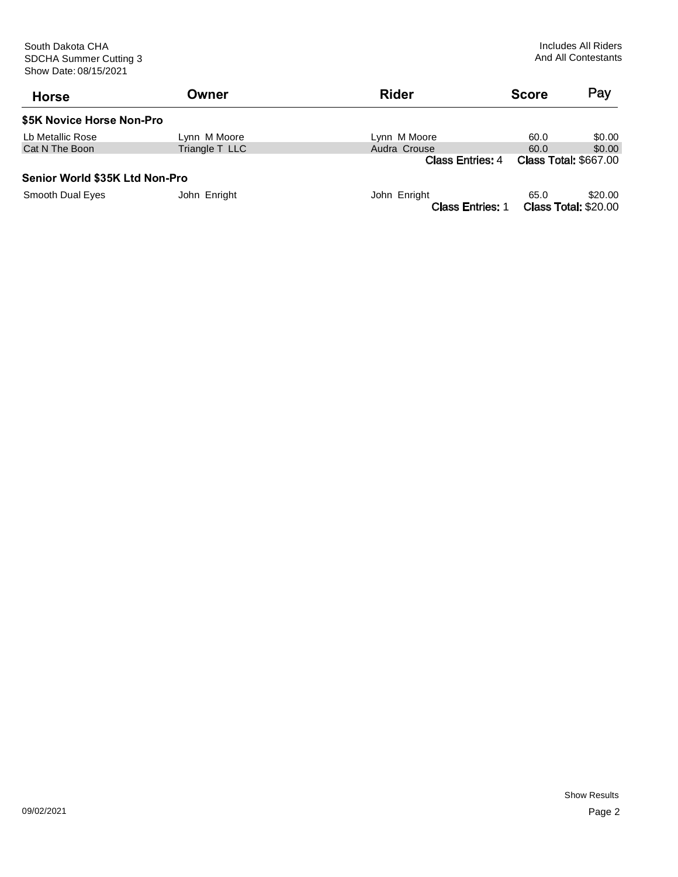| Horse | Owner | Rider | Score | Pay |
|---|---|---|---|---|
| **$5K Novice Horse Non-Pro** | | | | |
| Lb Metallic Rose | Lynn M Moore | Lynn M Moore | 60.0 | $0.00 |
| Cat N The Boon | Triangle T LLC | Audra Crouse | 60.0 | $0.00 |
| | | Class Entries: 4 | Class Total: $667.00 | |
| **Senior World $35K Ltd Non-Pro** | | | | |
| Smooth Dual Eyes | John Enright | John Enright | 65.0 | $20.00 |
| | | Class Entries: 1 | Class Total: $20.00 | |